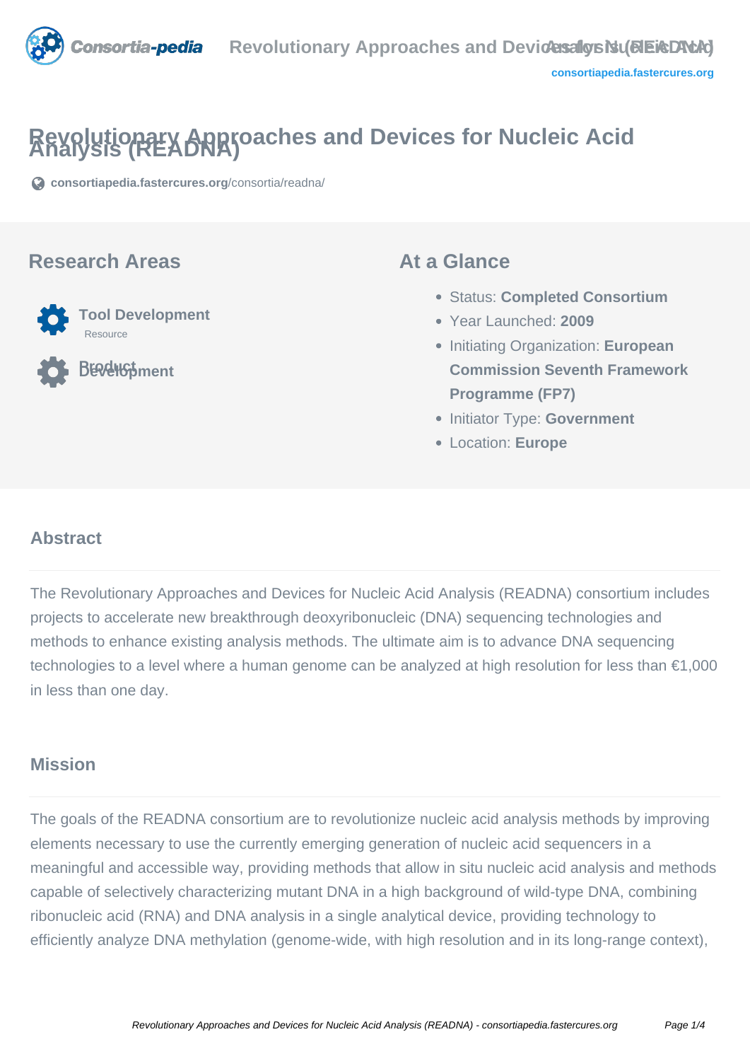# Revolutionary Approaches and Devices for Nucleic Acid Analysis (READNA)

consortiapedia.fastercures.org/consortia/readna/

## Research Areas

**Tool Development**
Resource

**Product Development**

## At a Glance

- Status: **Completed Consortium**
- Year Launched: **2009**
- Initiating Organization: **European Commission Seventh Framework Programme (FP7)**
- Initiator Type: **Government**
- Location: **Europe**

## Abstract

The Revolutionary Approaches and Devices for Nucleic Acid Analysis (READNA) consortium includes projects to accelerate new breakthrough deoxyribonucleic (DNA) sequencing technologies and methods to enhance existing analysis methods. The ultimate aim is to advance DNA sequencing technologies to a level where a human genome can be analyzed at high resolution for less than €1,000 in less than one day.

## Mission

The goals of the READNA consortium are to revolutionize nucleic acid analysis methods by improving elements necessary to use the currently emerging generation of nucleic acid sequencers in a meaningful and accessible way, providing methods that allow in situ nucleic acid analysis and methods capable of selectively characterizing mutant DNA in a high background of wild-type DNA, combining ribonucleic acid (RNA) and DNA analysis in a single analytical device, providing technology to efficiently analyze DNA methylation (genome-wide, with high resolution and in its long-range context),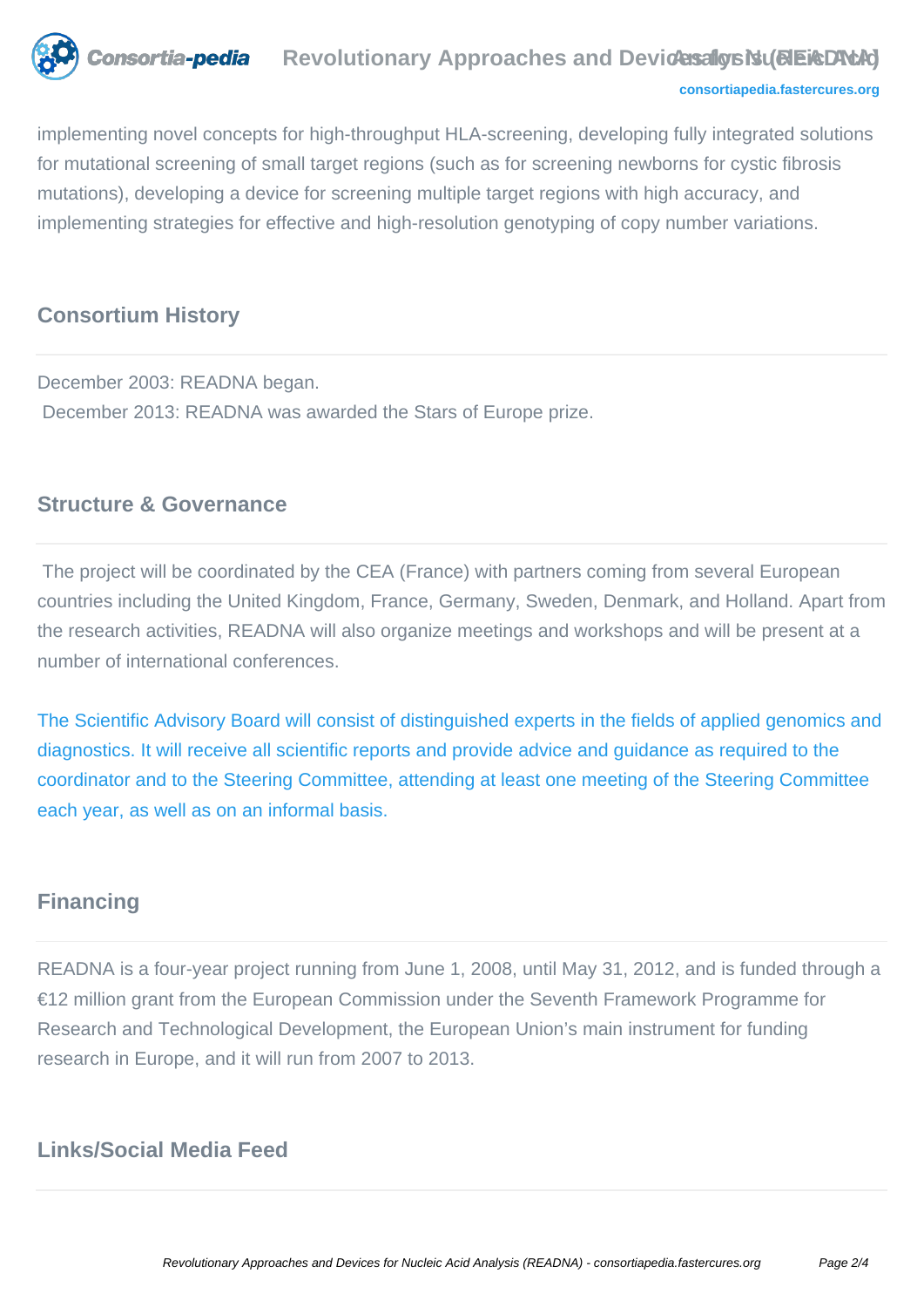implementing novel concepts for high-throughput HLA-screening, developing fully integrated solutions for mutational screening of small target regions (such as for screening newborns for cystic fibrosis mutations), developing a device for screening multiple target regions with high accuracy, and implementing strategies for effective and high-resolution genotyping of copy number variations.

## Consortium History

December 2003: READNA began.
December 2013: READNA was awarded the Stars of Europe prize.

## Structure & Governance

The project will be coordinated by the CEA (France) with partners coming from several European countries including the United Kingdom, France, Germany, Sweden, Denmark, and Holland. Apart from the research activities, READNA will also organize meetings and workshops and will be present at a number of international conferences.

The Scientific Advisory Board will consist of distinguished experts in the fields of applied genomics and diagnostics. It will receive all scientific reports and provide advice and guidance as required to the coordinator and to the Steering Committee, attending at least one meeting of the Steering Committee each year, as well as on an informal basis.

## Financing

READNA is a four-year project running from June 1, 2008, until May 31, 2012, and is funded through a €12 million grant from the European Commission under the Seventh Framework Programme for Research and Technological Development, the European Union's main instrument for funding research in Europe, and it will run from 2007 to 2013.

## Links/Social Media Feed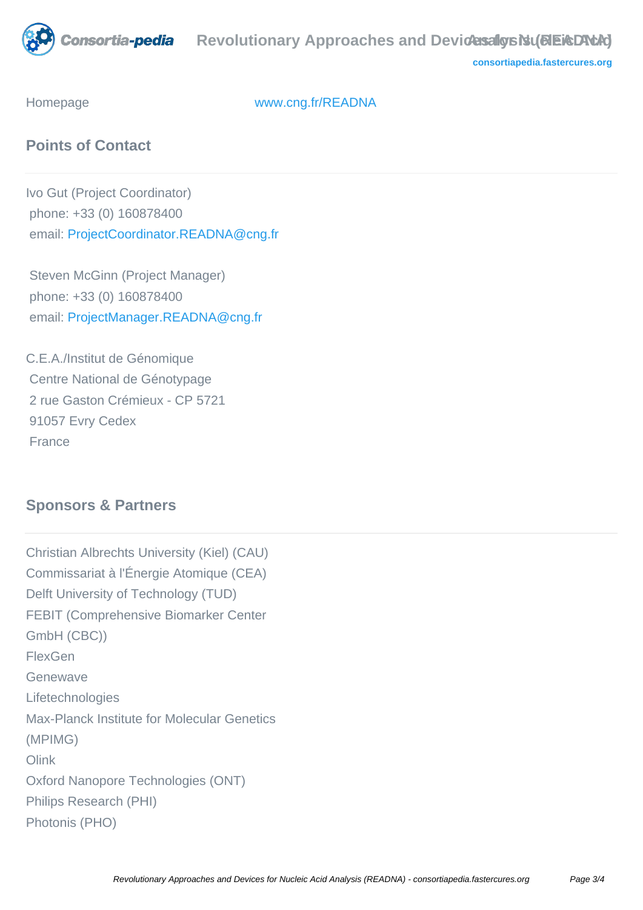Homepage www.cng.fr/READNA

## Points of Contact

Ivo Gut (Project Coordinator)
phone: +33 (0) 160878400
email: ProjectCoordinator.READNA@cng.fr

Steven McGinn (Project Manager)
phone: +33 (0) 160878400
email: ProjectManager.READNA@cng.fr

C.E.A./Institut de Génomique
Centre National de Génotypage
2 rue Gaston Crémieux - CP 5721
91057 Evry Cedex
France

## Sponsors & Partners

Christian Albrechts University (Kiel) (CAU)
Commissariat à l'Énergie Atomique (CEA)
Delft University of Technology (TUD)
FEBIT (Comprehensive Biomarker Center GmbH (CBC))
FlexGen
Genewave
Lifetechnologies
Max-Planck Institute for Molecular Genetics (MPIMG)
Olink
Oxford Nanopore Technologies (ONT)
Philips Research (PHI)
Photonis (PHO)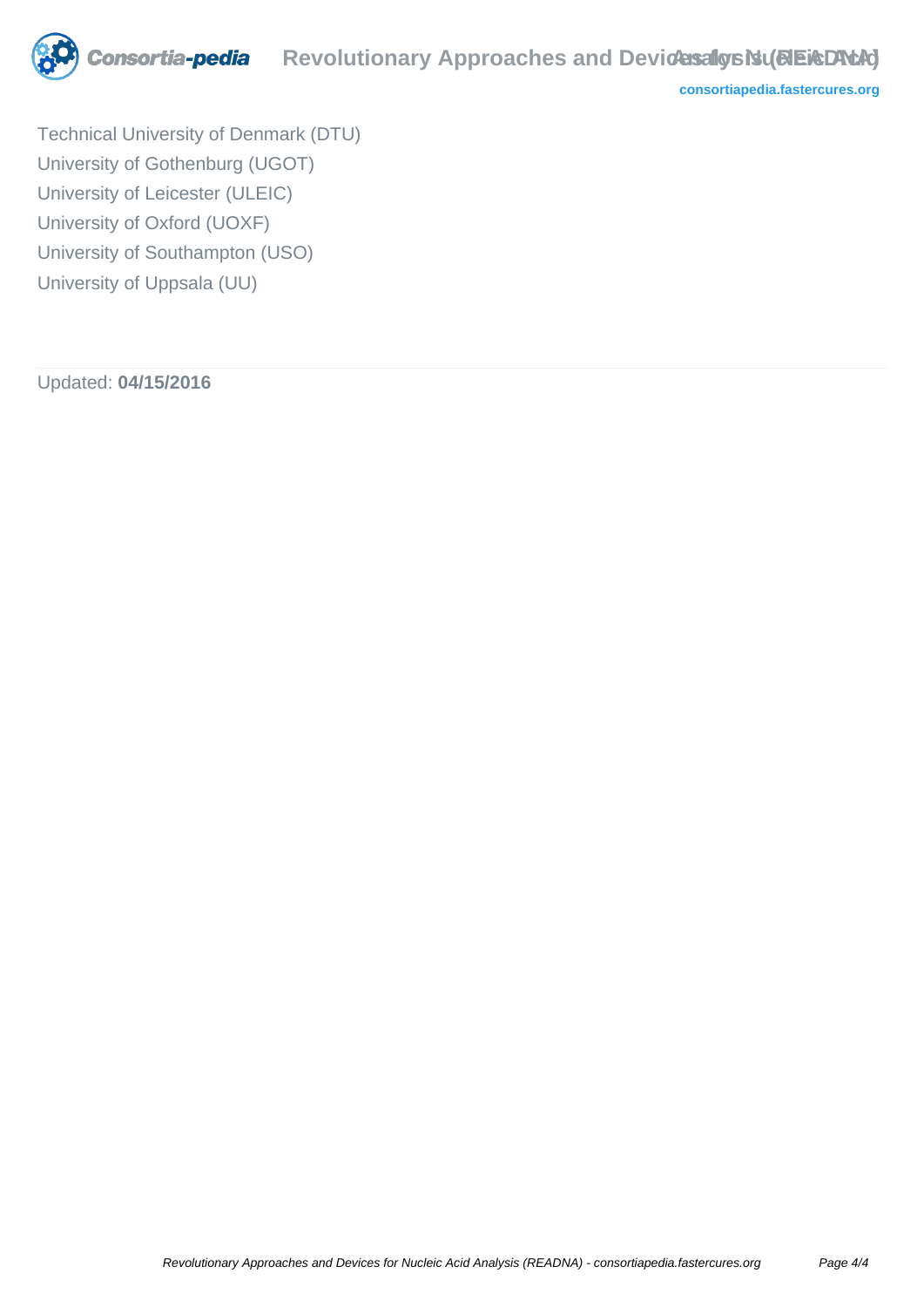Technical University of Denmark (DTU)
University of Gothenburg (UGOT)
University of Leicester (ULEIC)
University of Oxford (UOXF)
University of Southampton (USO)
University of Uppsala (UU)

Updated: **04/15/2016**